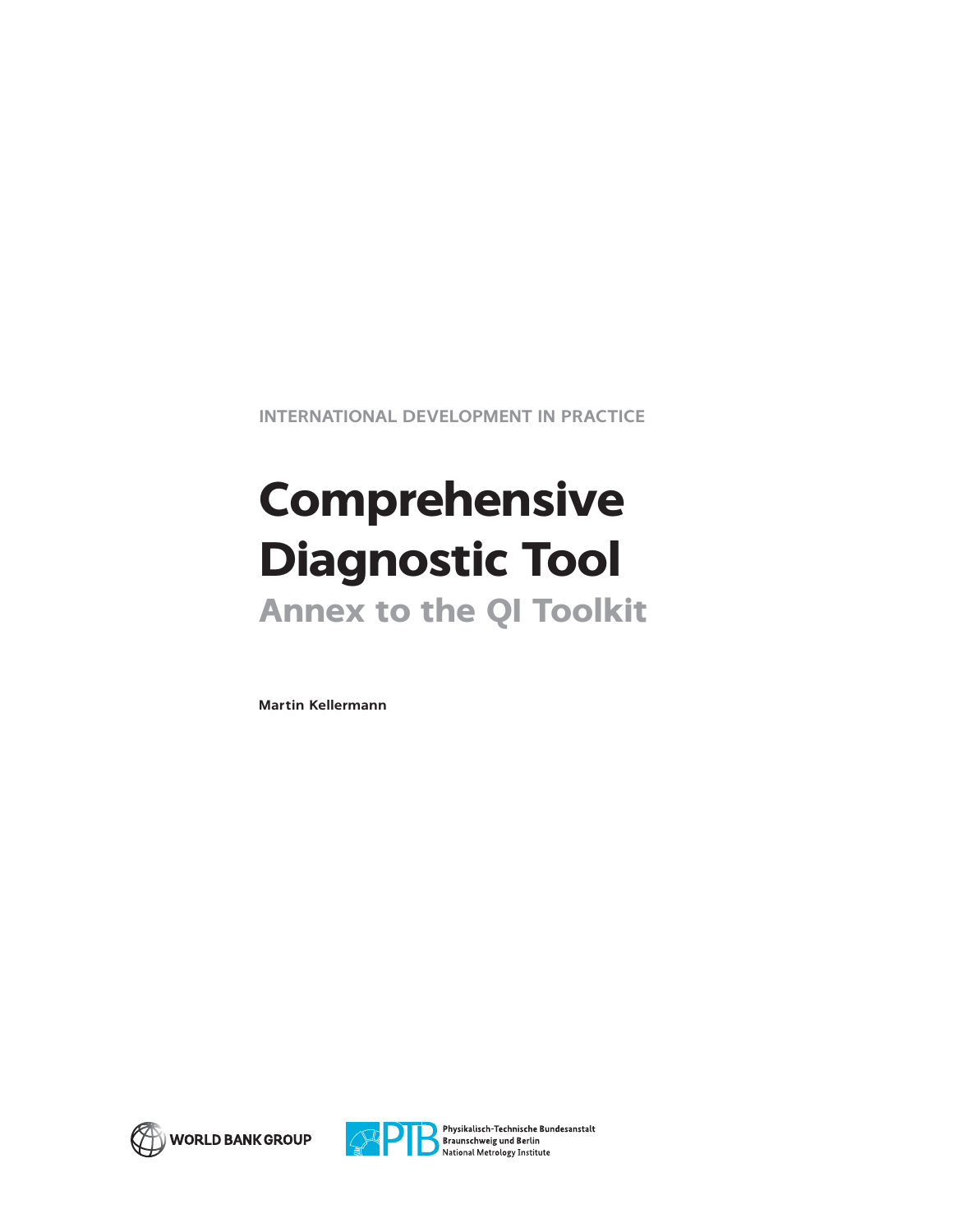INTERNATIONAL DEVELOPMENT IN PRACTICE

# Comprehensive Diagnostic Tool

## Annex to the QI Toolkit

**Martin Kellermann**

WORLD BANK GROUP

PTB Physikalisch-Technische Bundesanstalt Braunschweig und Berlin National Metrology Institute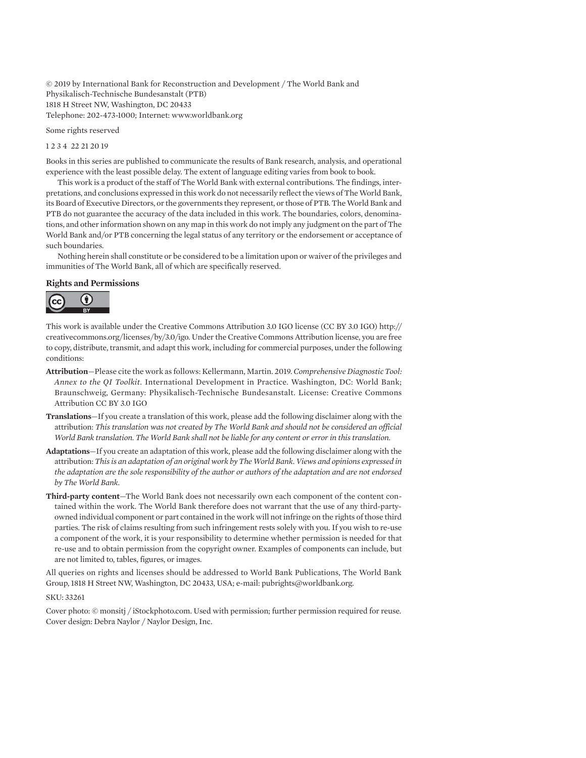© 2019 by International Bank for Reconstruction and Development / The World Bank and Physikalisch-Technische Bundesanstalt (PTB)
1818 H Street NW, Washington, DC 20433
Telephone: 202-473-1000; Internet: www.worldbank.org

Some rights reserved

1 2 3 4 22 21 20 19

Books in this series are published to communicate the results of Bank research, analysis, and operational experience with the least possible delay. The extent of language editing varies from book to book.

This work is a product of the staff of The World Bank with external contributions. The findings, interpretations, and conclusions expressed in this work do not necessarily reflect the views of The World Bank, its Board of Executive Directors, or the governments they represent, or those of PTB. The World Bank and PTB do not guarantee the accuracy of the data included in this work. The boundaries, colors, denominations, and other information shown on any map in this work do not imply any judgment on the part of The World Bank and/or PTB concerning the legal status of any territory or the endorsement or acceptance of such boundaries.

Nothing herein shall constitute or be considered to be a limitation upon or waiver of the privileges and immunities of The World Bank, all of which are specifically reserved.

**Rights and Permissions**

This work is available under the Creative Commons Attribution 3.0 IGO license (CC BY 3.0 IGO) http://creativecommons.org/licenses/by/3.0/igo. Under the Creative Commons Attribution license, you are free to copy, distribute, transmit, and adapt this work, including for commercial purposes, under the following conditions:

**Attribution**—Please cite the work as follows: Kellermann, Martin. 2019. *Comprehensive Diagnostic Tool: Annex to the QI Toolkit*. International Development in Practice. Washington, DC: World Bank; Braunschweig, Germany: Physikalisch-Technische Bundesanstalt. License: Creative Commons Attribution CC BY 3.0 IGO

**Translations**—If you create a translation of this work, please add the following disclaimer along with the attribution: *This translation was not created by The World Bank and should not be considered an official World Bank translation. The World Bank shall not be liable for any content or error in this translation.*

**Adaptations**—If you create an adaptation of this work, please add the following disclaimer along with the attribution: *This is an adaptation of an original work by The World Bank. Views and opinions expressed in the adaptation are the sole responsibility of the author or authors of the adaptation and are not endorsed by The World Bank.*

**Third-party content**—The World Bank does not necessarily own each component of the content contained within the work. The World Bank therefore does not warrant that the use of any third-party-owned individual component or part contained in the work will not infringe on the rights of those third parties. The risk of claims resulting from such infringement rests solely with you. If you wish to re-use a component of the work, it is your responsibility to determine whether permission is needed for that re-use and to obtain permission from the copyright owner. Examples of components can include, but are not limited to, tables, figures, or images.

All queries on rights and licenses should be addressed to World Bank Publications, The World Bank Group, 1818 H Street NW, Washington, DC 20433, USA; e-mail: pubrights@worldbank.org.

SKU: 33261

Cover photo: © monsitj / iStockphoto.com. Used with permission; further permission required for reuse.
Cover design: Debra Naylor / Naylor Design, Inc.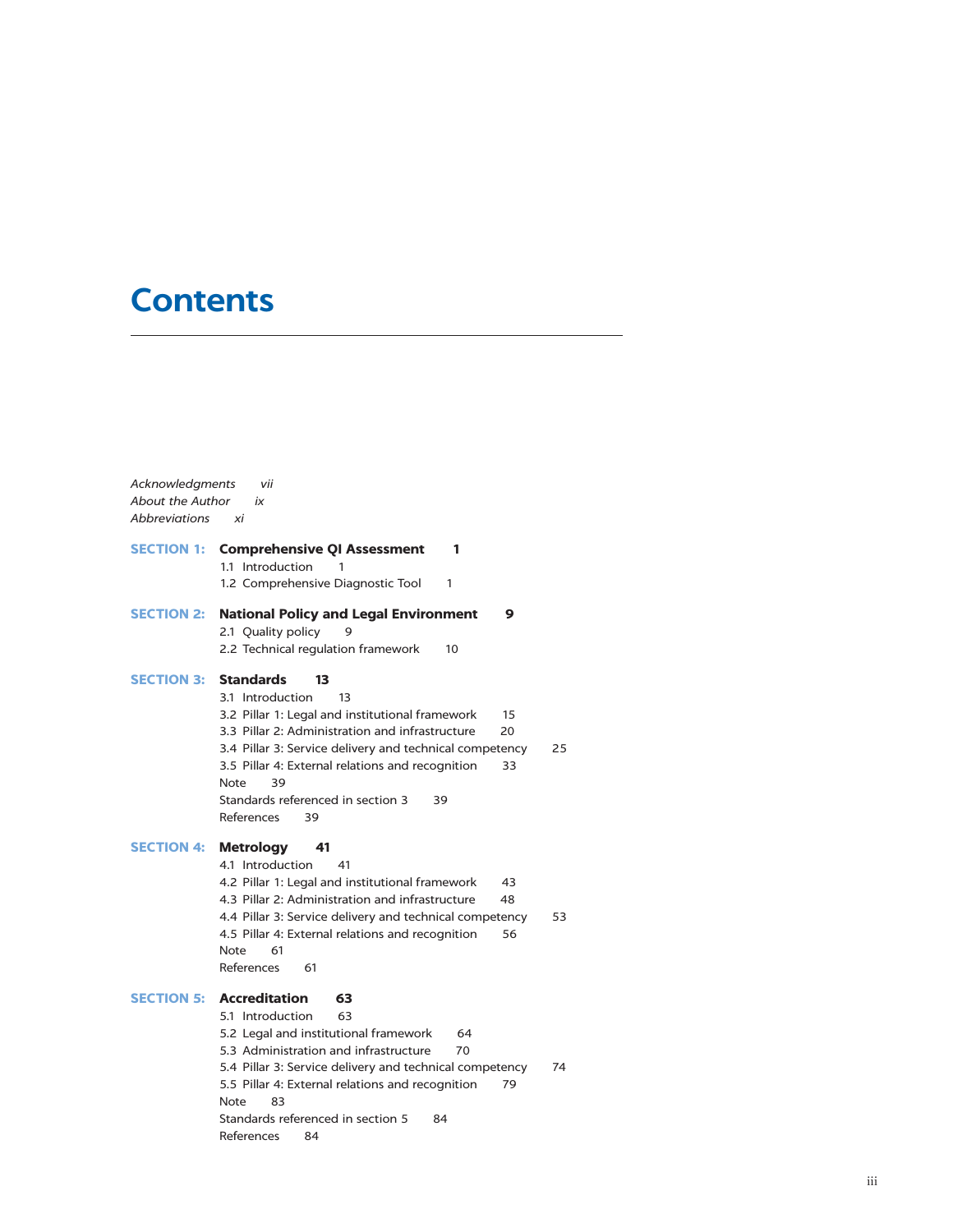# Contents

*Acknowledgments* vii
*About the Author* ix
*Abbreviations* xi

**SECTION 1: Comprehensive QI Assessment 1**

- 1.1 Introduction 1
- 1.2 Comprehensive Diagnostic Tool 1

**SECTION 2: National Policy and Legal Environment 9**

- 2.1 Quality policy 9
- 2.2 Technical regulation framework 10

**SECTION 3: Standards 13**

- 3.1 Introduction 13
- 3.2 Pillar 1: Legal and institutional framework 15
- 3.3 Pillar 2: Administration and infrastructure 20
- 3.4 Pillar 3: Service delivery and technical competency 25
- 3.5 Pillar 4: External relations and recognition 33
- Note 39
- Standards referenced in section 3 39
- References 39

**SECTION 4: Metrology 41**

- 4.1 Introduction 41
- 4.2 Pillar 1: Legal and institutional framework 43
- 4.3 Pillar 2: Administration and infrastructure 48
- 4.4 Pillar 3: Service delivery and technical competency 53
- 4.5 Pillar 4: External relations and recognition 56
- Note 61
- References 61

**SECTION 5: Accreditation 63**

- 5.1 Introduction 63
- 5.2 Legal and institutional framework 64
- 5.3 Administration and infrastructure 70
- 5.4 Pillar 3: Service delivery and technical competency 74
- 5.5 Pillar 4: External relations and recognition 79
- Note 83
- Standards referenced in section 5 84
- References 84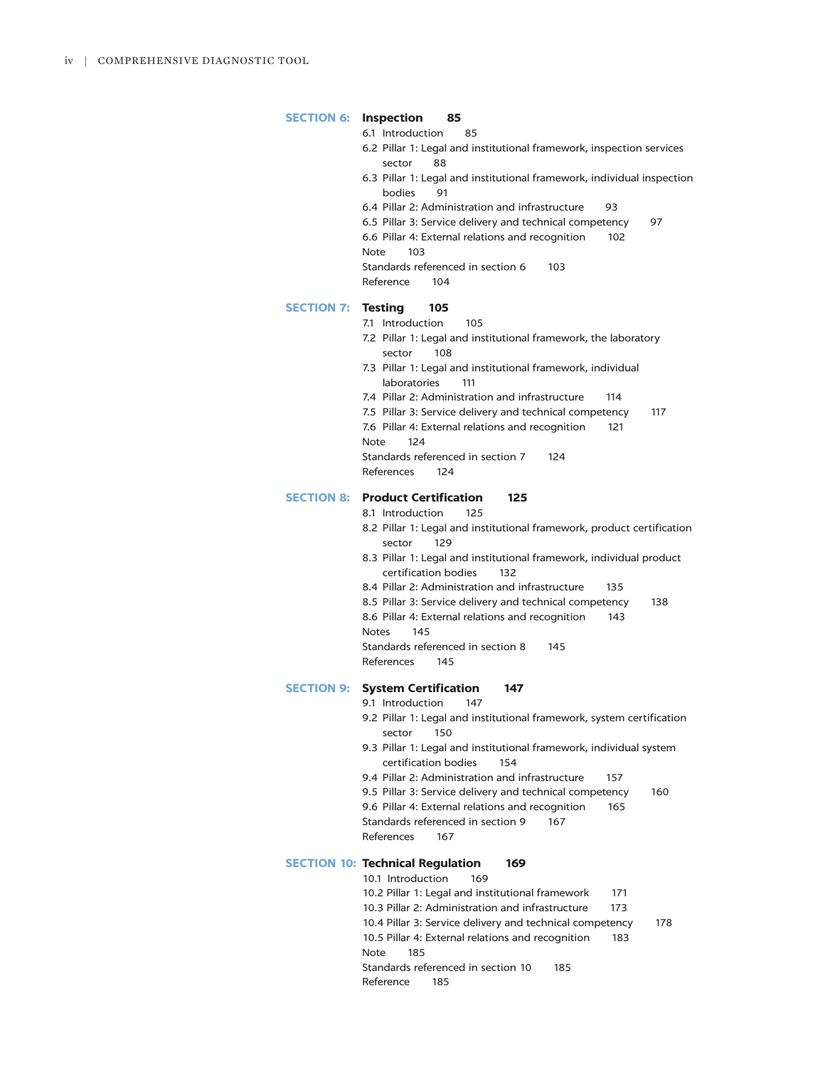**SECTION 6: Inspection** 85

- 6.1 Introduction 85
- 6.2 Pillar 1: Legal and institutional framework, inspection services sector 88
- 6.3 Pillar 1: Legal and institutional framework, individual inspection bodies 91
- 6.4 Pillar 2: Administration and infrastructure 93
- 6.5 Pillar 3: Service delivery and technical competency 97
- 6.6 Pillar 4: External relations and recognition 102
- Note 103
- Standards referenced in section 6 103
- Reference 104

**SECTION 7: Testing** 105

- 7.1 Introduction 105
- 7.2 Pillar 1: Legal and institutional framework, the laboratory sector 108
- 7.3 Pillar 1: Legal and institutional framework, individual laboratories 111
- 7.4 Pillar 2: Administration and infrastructure 114
- 7.5 Pillar 3: Service delivery and technical competency 117
- 7.6 Pillar 4: External relations and recognition 121
- Note 124
- Standards referenced in section 7 124
- References 124

**SECTION 8: Product Certification** 125

- 8.1 Introduction 125
- 8.2 Pillar 1: Legal and institutional framework, product certification sector 129
- 8.3 Pillar 1: Legal and institutional framework, individual product certification bodies 132
- 8.4 Pillar 2: Administration and infrastructure 135
- 8.5 Pillar 3: Service delivery and technical competency 138
- 8.6 Pillar 4: External relations and recognition 143
- Notes 145
- Standards referenced in section 8 145
- References 145

**SECTION 9: System Certification** 147

- 9.1 Introduction 147
- 9.2 Pillar 1: Legal and institutional framework, system certification sector 150
- 9.3 Pillar 1: Legal and institutional framework, individual system certification bodies 154
- 9.4 Pillar 2: Administration and infrastructure 157
- 9.5 Pillar 3: Service delivery and technical competency 160
- 9.6 Pillar 4: External relations and recognition 165
- Standards referenced in section 9 167
- References 167

**SECTION 10: Technical Regulation** 169

- 10.1 Introduction 169
- 10.2 Pillar 1: Legal and institutional framework 171
- 10.3 Pillar 2: Administration and infrastructure 173
- 10.4 Pillar 3: Service delivery and technical competency 178
- 10.5 Pillar 4: External relations and recognition 183
- Note 185
- Standards referenced in section 10 185
- Reference 185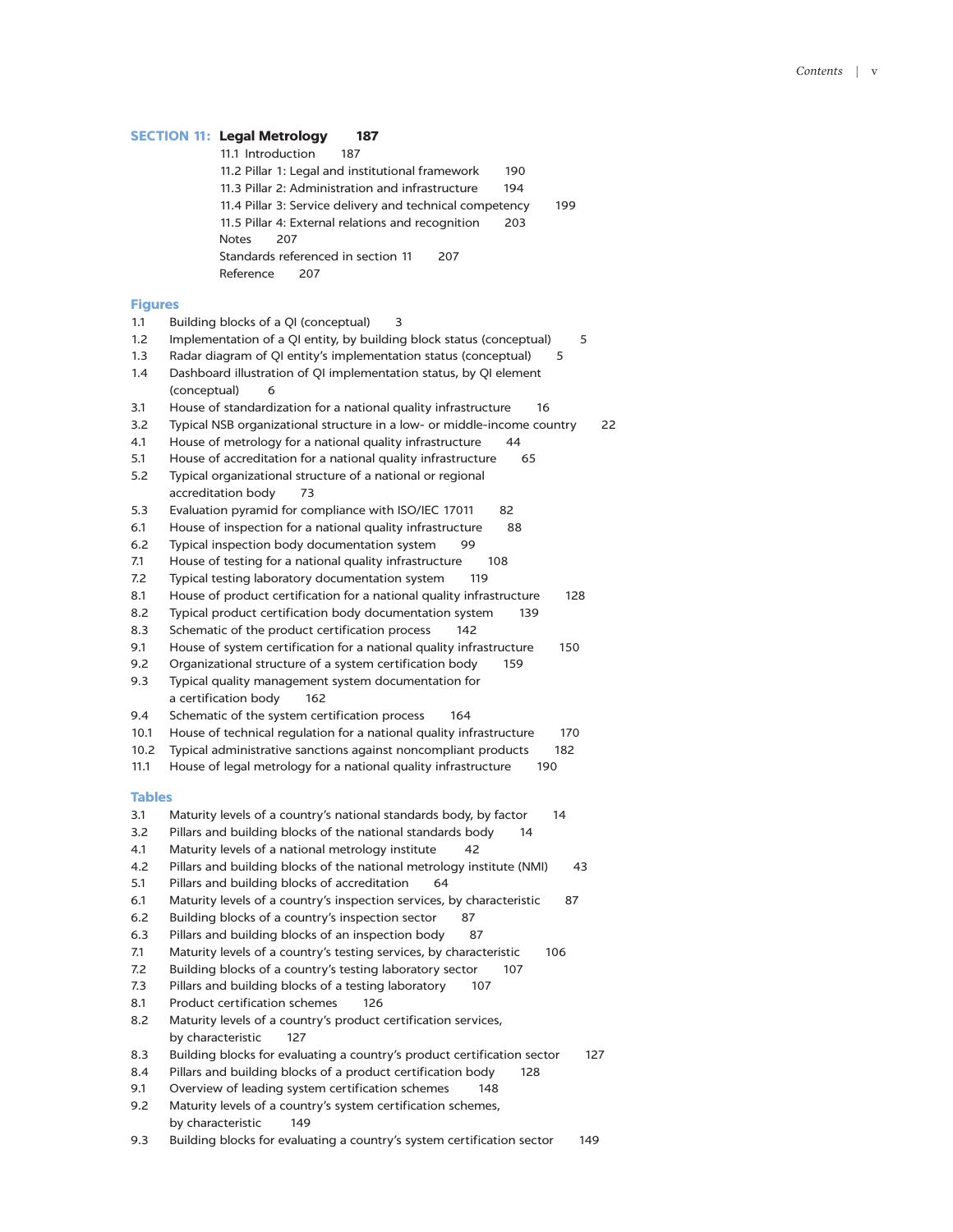**SECTION 11: Legal Metrology 187**

11.1 Introduction 187
11.2 Pillar 1: Legal and institutional framework 190
11.3 Pillar 2: Administration and infrastructure 194
11.4 Pillar 3: Service delivery and technical competency 199
11.5 Pillar 4: External relations and recognition 203
Notes 207
Standards referenced in section 11 207
Reference 207

## Figures

1.1 Building blocks of a QI (conceptual) 3
1.2 Implementation of a QI entity, by building block status (conceptual) 5
1.3 Radar diagram of QI entity's implementation status (conceptual) 5
1.4 Dashboard illustration of QI implementation status, by QI element (conceptual) 6
3.1 House of standardization for a national quality infrastructure 16
3.2 Typical NSB organizational structure in a low- or middle-income country 22
4.1 House of metrology for a national quality infrastructure 44
5.1 House of accreditation for a national quality infrastructure 65
5.2 Typical organizational structure of a national or regional accreditation body 73
5.3 Evaluation pyramid for compliance with ISO/IEC 17011 82
6.1 House of inspection for a national quality infrastructure 88
6.2 Typical inspection body documentation system 99
7.1 House of testing for a national quality infrastructure 108
7.2 Typical testing laboratory documentation system 119
8.1 House of product certification for a national quality infrastructure 128
8.2 Typical product certification body documentation system 139
8.3 Schematic of the product certification process 142
9.1 House of system certification for a national quality infrastructure 150
9.2 Organizational structure of a system certification body 159
9.3 Typical quality management system documentation for a certification body 162
9.4 Schematic of the system certification process 164
10.1 House of technical regulation for a national quality infrastructure 170
10.2 Typical administrative sanctions against noncompliant products 182
11.1 House of legal metrology for a national quality infrastructure 190

## Tables

3.1 Maturity levels of a country's national standards body, by factor 14
3.2 Pillars and building blocks of the national standards body 14
4.1 Maturity levels of a national metrology institute 42
4.2 Pillars and building blocks of the national metrology institute (NMI) 43
5.1 Pillars and building blocks of accreditation 64
6.1 Maturity levels of a country's inspection services, by characteristic 87
6.2 Building blocks of a country's inspection sector 87
6.3 Pillars and building blocks of an inspection body 87
7.1 Maturity levels of a country's testing services, by characteristic 106
7.2 Building blocks of a country's testing laboratory sector 107
7.3 Pillars and building blocks of a testing laboratory 107
8.1 Product certification schemes 126
8.2 Maturity levels of a country's product certification services, by characteristic 127
8.3 Building blocks for evaluating a country's product certification sector 127
8.4 Pillars and building blocks of a product certification body 128
9.1 Overview of leading system certification schemes 148
9.2 Maturity levels of a country's system certification schemes, by characteristic 149
9.3 Building blocks for evaluating a country's system certification sector 149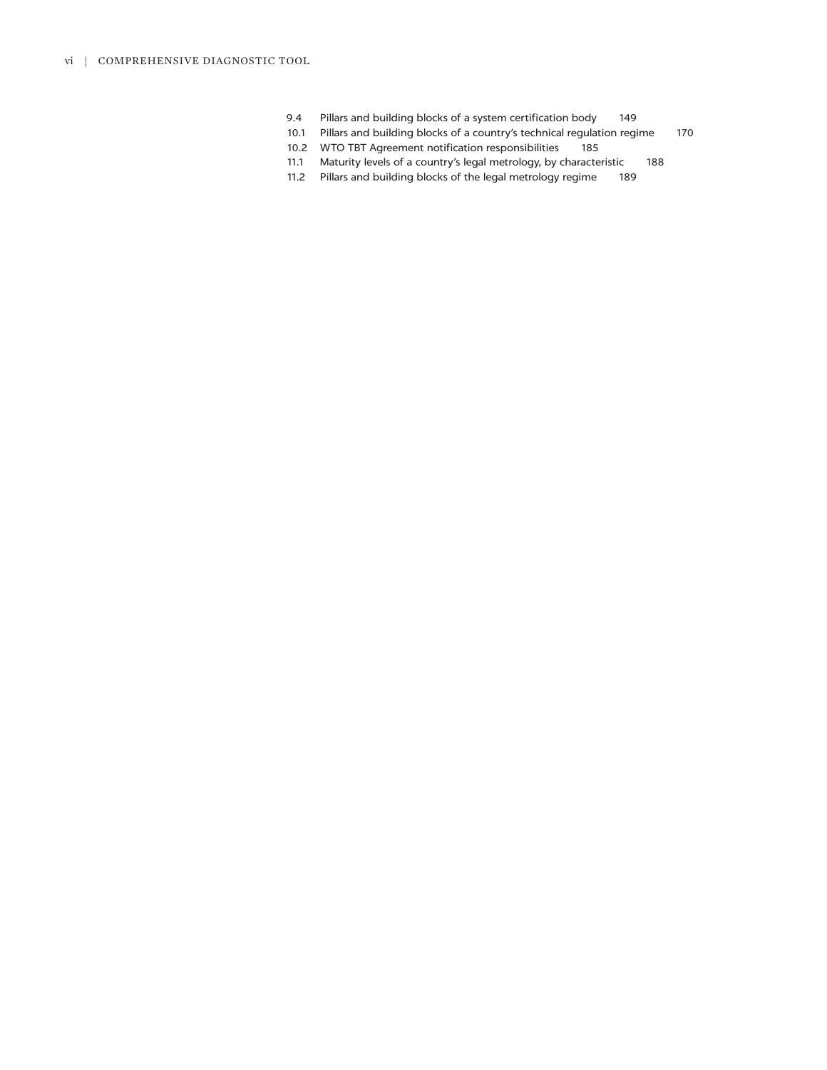9.4 Pillars and building blocks of a system certification body 149
10.1 Pillars and building blocks of a country's technical regulation regime 170
10.2 WTO TBT Agreement notification responsibilities 185
11.1 Maturity levels of a country's legal metrology, by characteristic 188
11.2 Pillars and building blocks of the legal metrology regime 189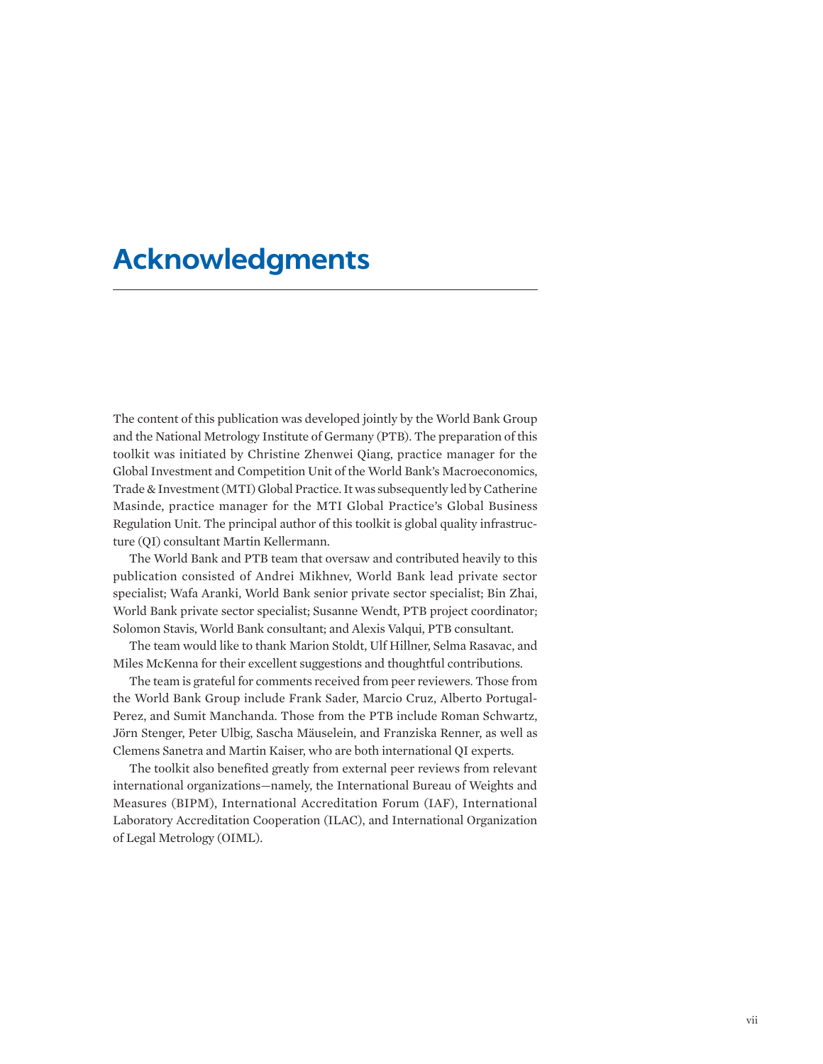# Acknowledgments

The content of this publication was developed jointly by the World Bank Group and the National Metrology Institute of Germany (PTB). The preparation of this toolkit was initiated by Christine Zhenwei Qiang, practice manager for the Global Investment and Competition Unit of the World Bank's Macroeconomics, Trade & Investment (MTI) Global Practice. It was subsequently led by Catherine Masinde, practice manager for the MTI Global Practice's Global Business Regulation Unit. The principal author of this toolkit is global quality infrastructure (QI) consultant Martin Kellermann.

The World Bank and PTB team that oversaw and contributed heavily to this publication consisted of Andrei Mikhnev, World Bank lead private sector specialist; Wafa Aranki, World Bank senior private sector specialist; Bin Zhai, World Bank private sector specialist; Susanne Wendt, PTB project coordinator; Solomon Stavis, World Bank consultant; and Alexis Valqui, PTB consultant.

The team would like to thank Marion Stoldt, Ulf Hillner, Selma Rasavac, and Miles McKenna for their excellent suggestions and thoughtful contributions.

The team is grateful for comments received from peer reviewers. Those from the World Bank Group include Frank Sader, Marcio Cruz, Alberto Portugal-Perez, and Sumit Manchanda. Those from the PTB include Roman Schwartz, Jörn Stenger, Peter Ulbig, Sascha Mäuselein, and Franziska Renner, as well as Clemens Sanetra and Martin Kaiser, who are both international QI experts.

The toolkit also benefited greatly from external peer reviews from relevant international organizations—namely, the International Bureau of Weights and Measures (BIPM), International Accreditation Forum (IAF), International Laboratory Accreditation Cooperation (ILAC), and International Organization of Legal Metrology (OIML).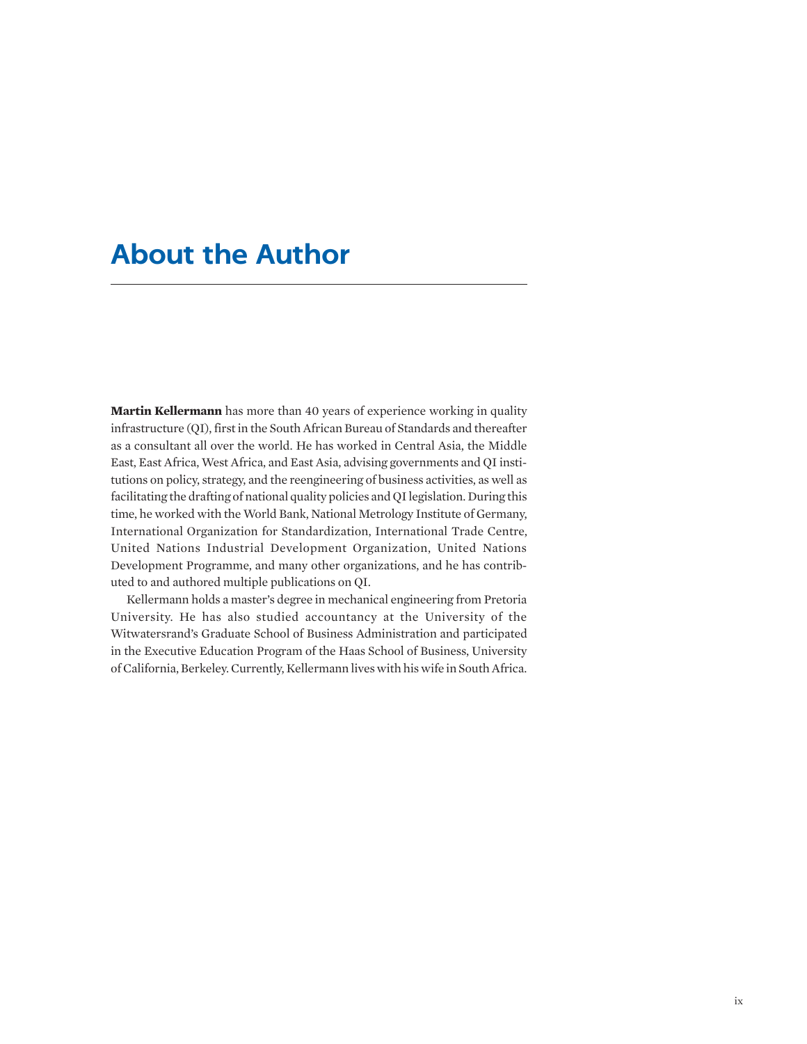# About the Author

**Martin Kellermann** has more than 40 years of experience working in quality infrastructure (QI), first in the South African Bureau of Standards and thereafter as a consultant all over the world. He has worked in Central Asia, the Middle East, East Africa, West Africa, and East Asia, advising governments and QI institutions on policy, strategy, and the reengineering of business activities, as well as facilitating the drafting of national quality policies and QI legislation. During this time, he worked with the World Bank, National Metrology Institute of Germany, International Organization for Standardization, International Trade Centre, United Nations Industrial Development Organization, United Nations Development Programme, and many other organizations, and he has contributed to and authored multiple publications on QI.

Kellermann holds a master's degree in mechanical engineering from Pretoria University. He has also studied accountancy at the University of the Witwatersrand's Graduate School of Business Administration and participated in the Executive Education Program of the Haas School of Business, University of California, Berkeley. Currently, Kellermann lives with his wife in South Africa.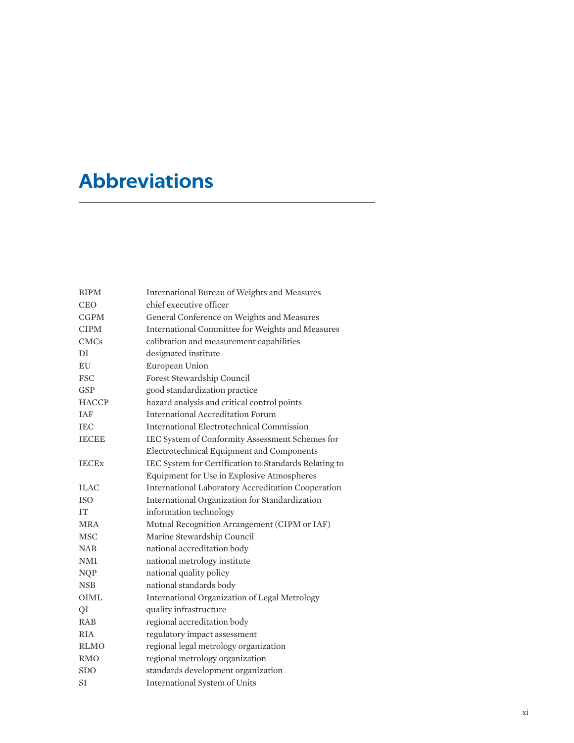# Abbreviations

| | |
|---|---|
| BIPM | International Bureau of Weights and Measures |
| CEO | chief executive officer |
| CGPM | General Conference on Weights and Measures |
| CIPM | International Committee for Weights and Measures |
| CMCs | calibration and measurement capabilities |
| DI | designated institute |
| EU | European Union |
| FSC | Forest Stewardship Council |
| GSP | good standardization practice |
| HACCP | hazard analysis and critical control points |
| IAF | International Accreditation Forum |
| IEC | International Electrotechnical Commission |
| IECEE | IEC System of Conformity Assessment Schemes for Electrotechnical Equipment and Components |
| IECEx | IEC System for Certification to Standards Relating to Equipment for Use in Explosive Atmospheres |
| ILAC | International Laboratory Accreditation Cooperation |
| ISO | International Organization for Standardization |
| IT | information technology |
| MRA | Mutual Recognition Arrangement (CIPM or IAF) |
| MSC | Marine Stewardship Council |
| NAB | national accreditation body |
| NMI | national metrology institute |
| NQP | national quality policy |
| NSB | national standards body |
| OIML | International Organization of Legal Metrology |
| QI | quality infrastructure |
| RAB | regional accreditation body |
| RIA | regulatory impact assessment |
| RLMO | regional legal metrology organization |
| RMO | regional metrology organization |
| SDO | standards development organization |
| SI | International System of Units |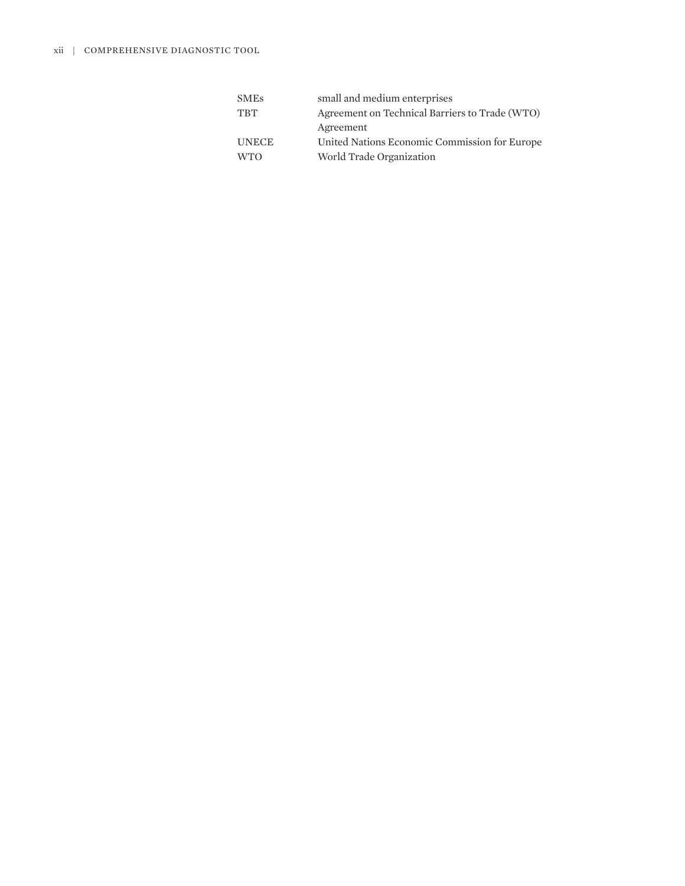| | |
|---|---|
| SMEs | small and medium enterprises |
| TBT | Agreement on Technical Barriers to Trade (WTO) Agreement |
| UNECE | United Nations Economic Commission for Europe |
| WTO | World Trade Organization |